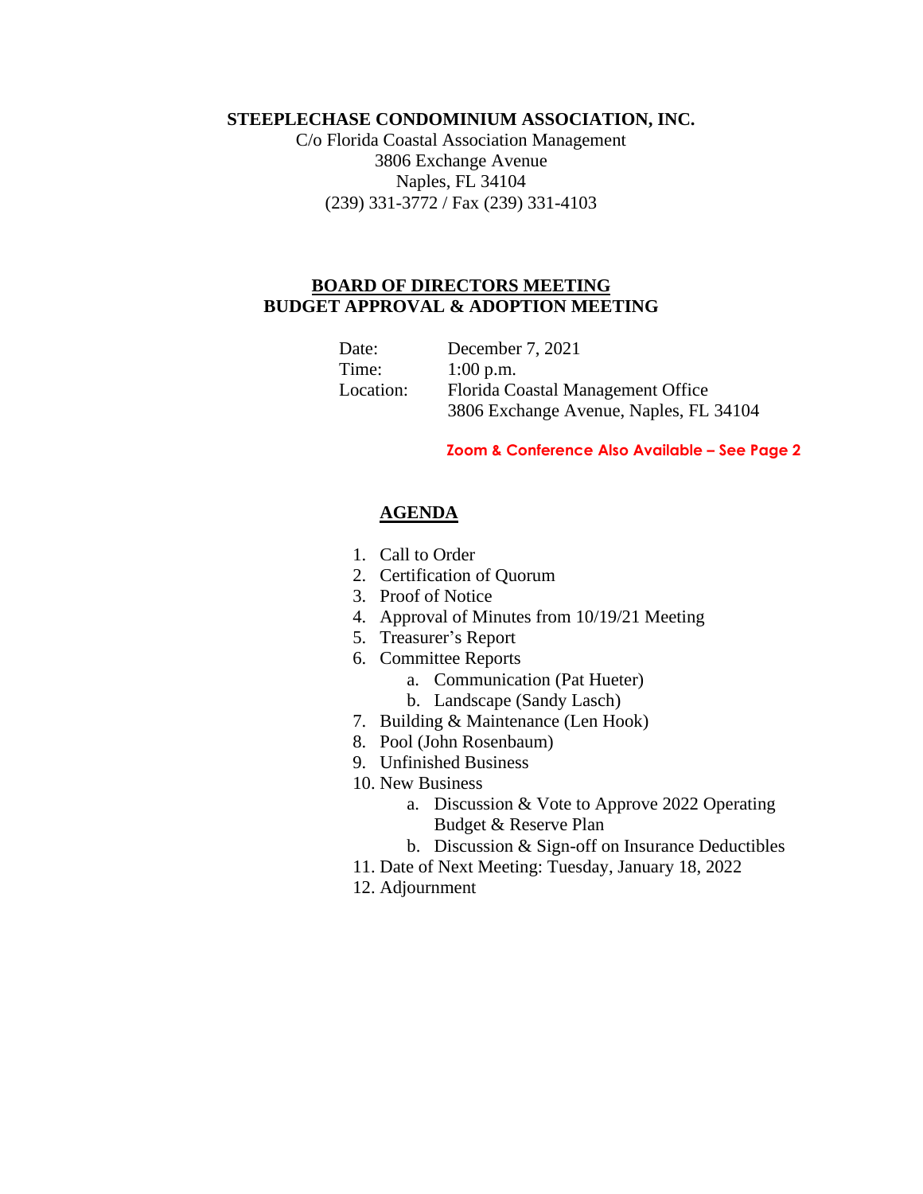**STEEPLECHASE CONDOMINIUM ASSOCIATION, INC.**

C/o Florida Coastal Association Management
3806 Exchange Avenue
Naples, FL 34104
(239) 331-3772 / Fax (239) 331-4103

## BOARD OF DIRECTORS MEETING
## BUDGET APPROVAL & ADOPTION MEETING

Date: December 7, 2021
Time: 1:00 p.m.
Location: Florida Coastal Management Office
3806 Exchange Avenue, Naples, FL 34104

**Zoom & Conference Also Available – See Page 2**

## AGENDA

1. Call to Order
2. Certification of Quorum
3. Proof of Notice
4. Approval of Minutes from 10/19/21 Meeting
5. Treasurer's Report
6. Committee Reports
    a. Communication (Pat Hueter)
    b. Landscape (Sandy Lasch)
7. Building & Maintenance (Len Hook)
8. Pool (John Rosenbaum)
9. Unfinished Business
10. New Business
    a. Discussion & Vote to Approve 2022 Operating Budget & Reserve Plan
    b. Discussion & Sign-off on Insurance Deductibles
11. Date of Next Meeting: Tuesday, January 18, 2022
12. Adjournment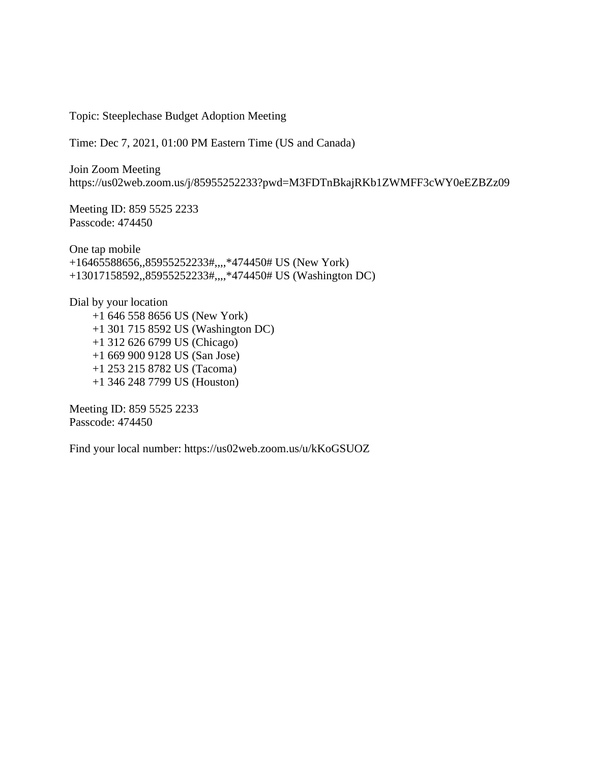Topic: Steeplechase Budget Adoption Meeting

Time: Dec 7, 2021, 01:00 PM Eastern Time (US and Canada)

Join Zoom Meeting
https://us02web.zoom.us/j/85955252233?pwd=M3FDTnBkajRKb1ZWMFF3cWY0eEZBZz09

Meeting ID: 859 5525 2233
Passcode: 474450

One tap mobile
+16465588656,,85955252233#,,,,*474450# US (New York)
+13017158592,,85955252233#,,,,*474450# US (Washington DC)

Dial by your location
+1 646 558 8656 US (New York)
+1 301 715 8592 US (Washington DC)
+1 312 626 6799 US (Chicago)
+1 669 900 9128 US (San Jose)
+1 253 215 8782 US (Tacoma)
+1 346 248 7799 US (Houston)

Meeting ID: 859 5525 2233
Passcode: 474450

Find your local number: https://us02web.zoom.us/u/kKoGSUOZ